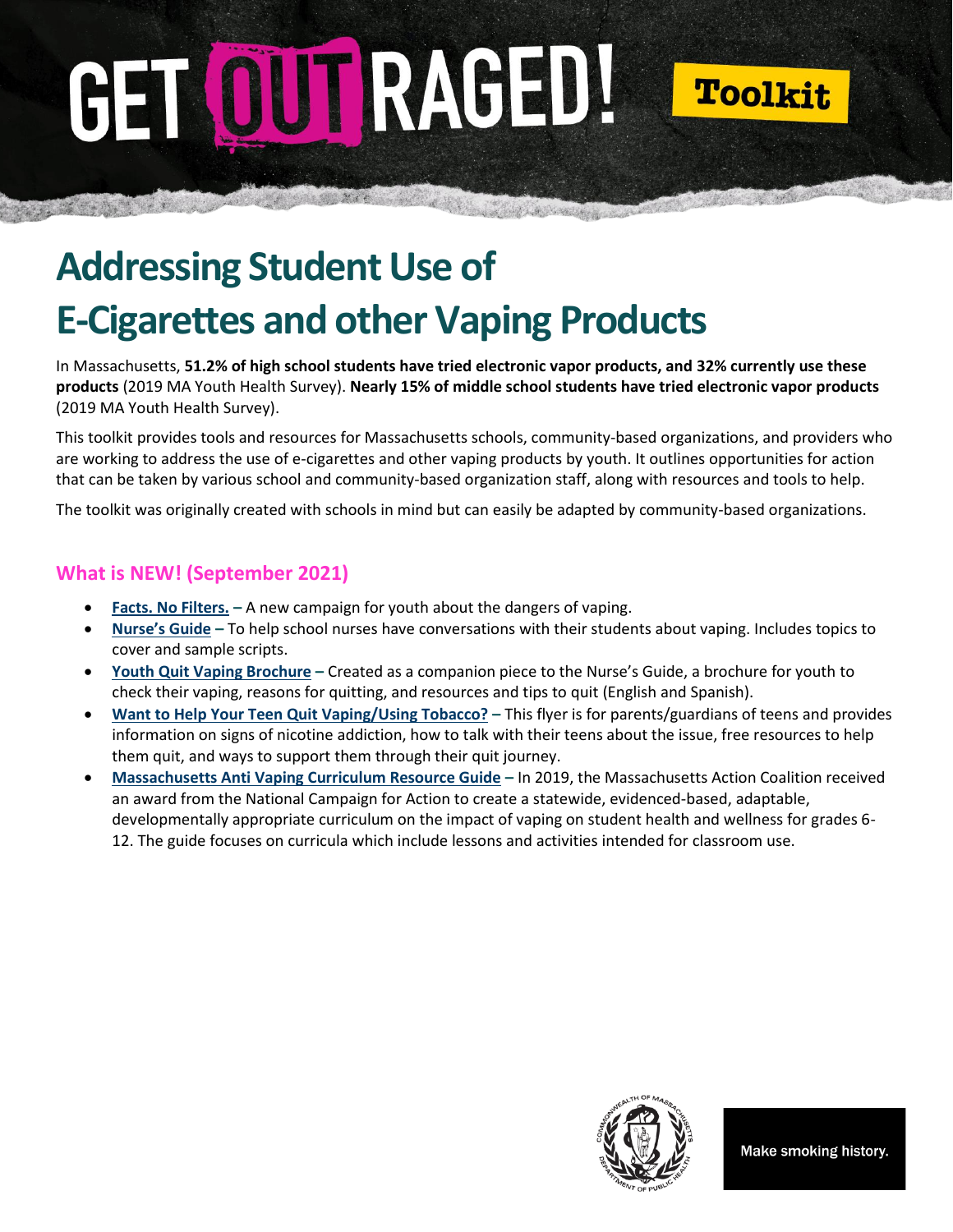# GET OUTRAGED! Toolkit

# Addressing Student Use of E-Cigarettes and other Vaping Products

In Massachusetts, **51.2% of high school students have tried electronic vapor products, and 32% currently use these products** (2019 MA Youth Health Survey). **Nearly 15% of middle school students have tried electronic vapor products** (2019 MA Youth Health Survey).

This toolkit provides tools and resources for Massachusetts schools, community-based organizations, and providers who are working to address the use of e-cigarettes and other vaping products by youth. It outlines opportunities for action that can be taken by various school and community-based organization staff, along with resources and tools to help.

The toolkit was originally created with schools in mind but can easily be adapted by community-based organizations.

## What is NEW! (September 2021)

- **Facts. No Filters.** – A new campaign for youth about the dangers of vaping.
- **Nurse's Guide** – To help school nurses have conversations with their students about vaping. Includes topics to cover and sample scripts.
- **Youth Quit Vaping Brochure** – Created as a companion piece to the Nurse's Guide, a brochure for youth to check their vaping, reasons for quitting, and resources and tips to quit (English and Spanish).
- **Want to Help Your Teen Quit Vaping/Using Tobacco?** – This flyer is for parents/guardians of teens and provides information on signs of nicotine addiction, how to talk with their teens about the issue, free resources to help them quit, and ways to support them through their quit journey.
- **Massachusetts Anti Vaping Curriculum Resource Guide** – In 2019, the Massachusetts Action Coalition received an award from the National Campaign for Action to create a statewide, evidenced-based, adaptable, developmentally appropriate curriculum on the impact of vaping on student health and wellness for grades 6-12. The guide focuses on curricula which include lessons and activities intended for classroom use.

Make smoking history.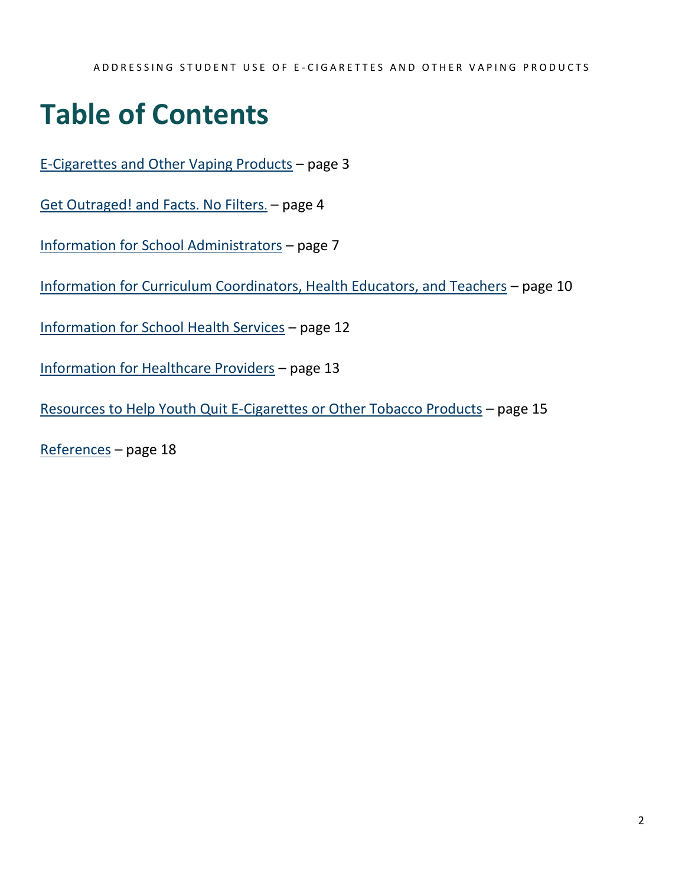# Table of Contents

E-Cigarettes and Other Vaping Products – page 3

Get Outraged! and Facts. No Filters. – page 4

Information for School Administrators – page 7

Information for Curriculum Coordinators, Health Educators, and Teachers – page 10

Information for School Health Services – page 12

Information for Healthcare Providers – page 13

Resources to Help Youth Quit E-Cigarettes or Other Tobacco Products – page 15

References – page 18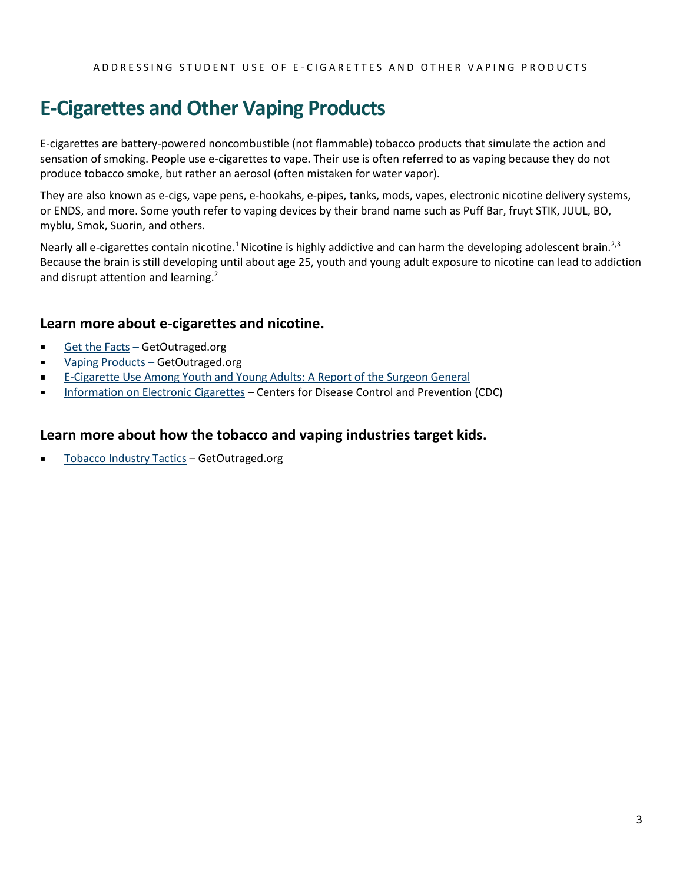# E-Cigarettes and Other Vaping Products

E-cigarettes are battery-powered noncombustible (not flammable) tobacco products that simulate the action and sensation of smoking. People use e-cigarettes to vape. Their use is often referred to as vaping because they do not produce tobacco smoke, but rather an aerosol (often mistaken for water vapor).

They are also known as e-cigs, vape pens, e-hookahs, e-pipes, tanks, mods, vapes, electronic nicotine delivery systems, or ENDS, and more. Some youth refer to vaping devices by their brand name such as Puff Bar, fruyt STIK, JUUL, BO, myblu, Smok, Suorin, and others.

Nearly all e-cigarettes contain nicotine.[1] Nicotine is highly addictive and can harm the developing adolescent brain.[2,3] Because the brain is still developing until about age 25, youth and young adult exposure to nicotine can lead to addiction and disrupt attention and learning.[2]

### Learn more about e-cigarettes and nicotine.

- Get the Facts – GetOutraged.org
- Vaping Products – GetOutraged.org
- E-Cigarette Use Among Youth and Young Adults: A Report of the Surgeon General
- Information on Electronic Cigarettes – Centers for Disease Control and Prevention (CDC)

### Learn more about how the tobacco and vaping industries target kids.

- Tobacco Industry Tactics – GetOutraged.org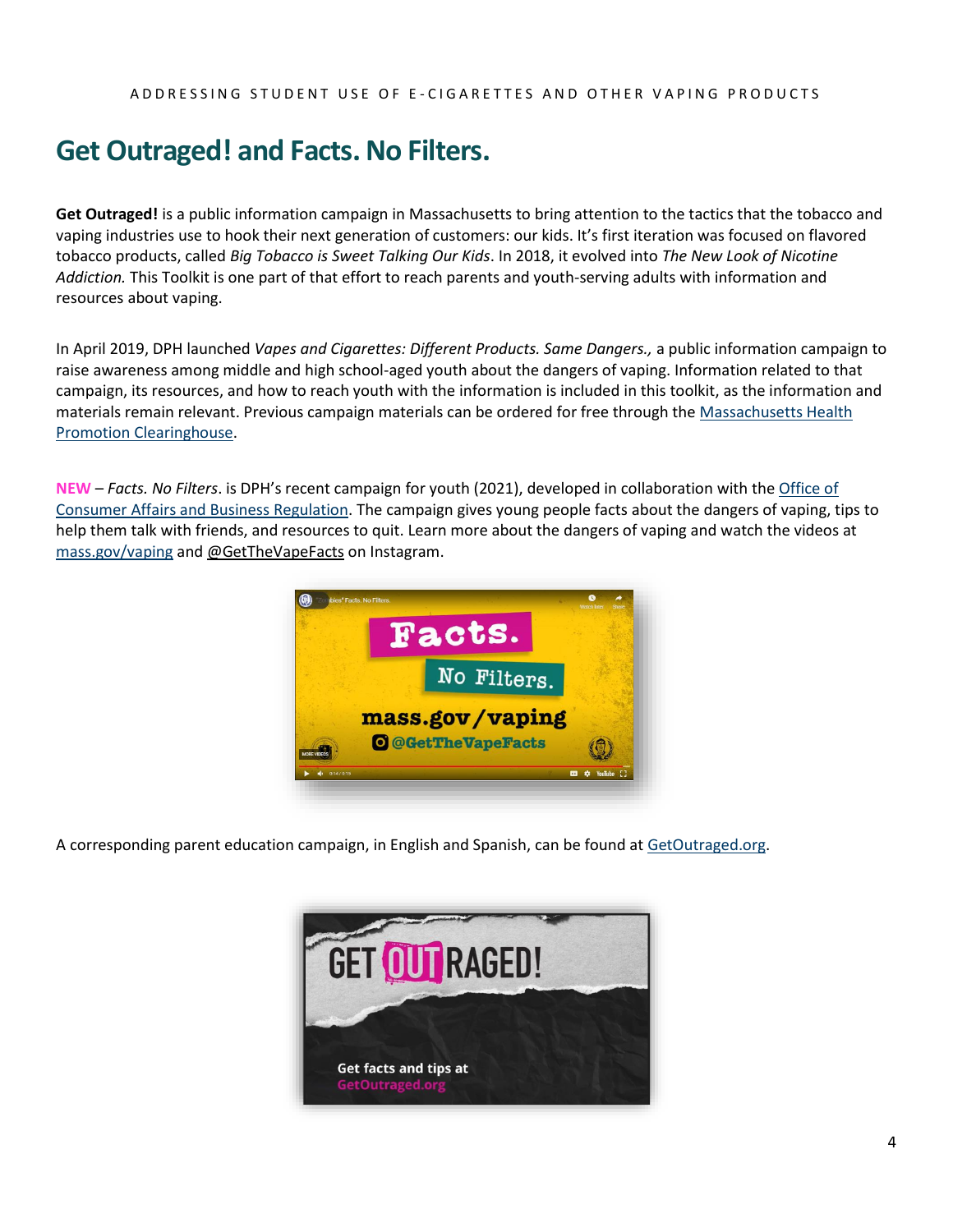# Get Outraged! and Facts. No Filters.

**Get Outraged!** is a public information campaign in Massachusetts to bring attention to the tactics that the tobacco and vaping industries use to hook their next generation of customers: our kids. It's first iteration was focused on flavored tobacco products, called *Big Tobacco is Sweet Talking Our Kids*. In 2018, it evolved into *The New Look of Nicotine Addiction.* This Toolkit is one part of that effort to reach parents and youth-serving adults with information and resources about vaping.

In April 2019, DPH launched *Vapes and Cigarettes: Different Products. Same Dangers.,* a public information campaign to raise awareness among middle and high school-aged youth about the dangers of vaping. Information related to that campaign, its resources, and how to reach youth with the information is included in this toolkit, as the information and materials remain relevant. Previous campaign materials can be ordered for free through the Massachusetts Health Promotion Clearinghouse.

**NEW** – *Facts. No Filters*. is DPH's recent campaign for youth (2021), developed in collaboration with the Office of Consumer Affairs and Business Regulation. The campaign gives young people facts about the dangers of vaping, tips to help them talk with friends, and resources to quit. Learn more about the dangers of vaping and watch the videos at mass.gov/vaping and @GetTheVapeFacts on Instagram.

A corresponding parent education campaign, in English and Spanish, can be found at GetOutraged.org.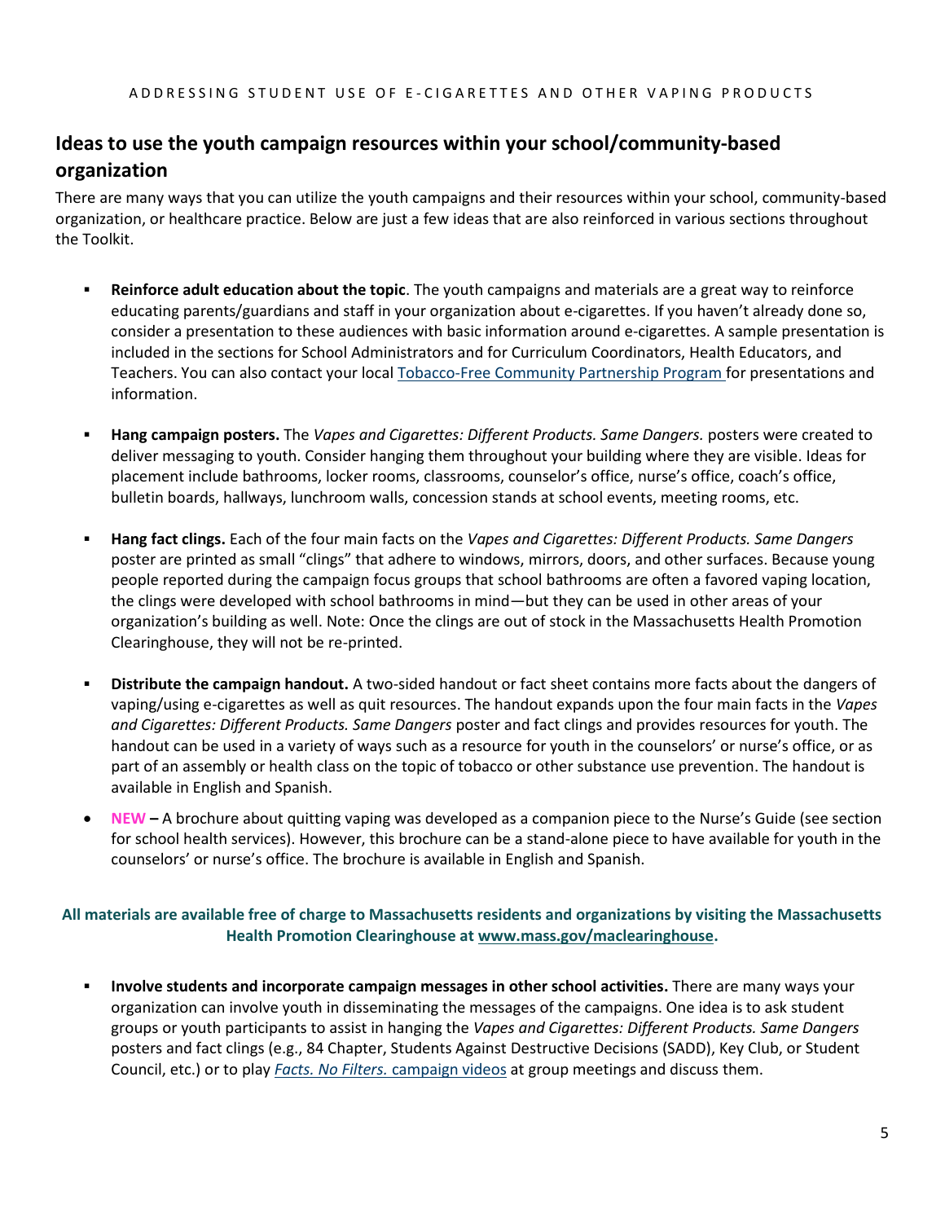## Ideas to use the youth campaign resources within your school/community-based organization

There are many ways that you can utilize the youth campaigns and their resources within your school, community-based organization, or healthcare practice. Below are just a few ideas that are also reinforced in various sections throughout the Toolkit.

- **Reinforce adult education about the topic**. The youth campaigns and materials are a great way to reinforce educating parents/guardians and staff in your organization about e-cigarettes. If you haven't already done so, consider a presentation to these audiences with basic information around e-cigarettes. A sample presentation is included in the sections for School Administrators and for Curriculum Coordinators, Health Educators, and Teachers. You can also contact your local Tobacco-Free Community Partnership Program for presentations and information.

- **Hang campaign posters.** The *Vapes and Cigarettes: Different Products. Same Dangers.* posters were created to deliver messaging to youth. Consider hanging them throughout your building where they are visible. Ideas for placement include bathrooms, locker rooms, classrooms, counselor's office, nurse's office, coach's office, bulletin boards, hallways, lunchroom walls, concession stands at school events, meeting rooms, etc.

- **Hang fact clings.** Each of the four main facts on the *Vapes and Cigarettes: Different Products. Same Dangers* poster are printed as small "clings" that adhere to windows, mirrors, doors, and other surfaces. Because young people reported during the campaign focus groups that school bathrooms are often a favored vaping location, the clings were developed with school bathrooms in mind—but they can be used in other areas of your organization's building as well. Note: Once the clings are out of stock in the Massachusetts Health Promotion Clearinghouse, they will not be re-printed.

- **Distribute the campaign handout.** A two-sided handout or fact sheet contains more facts about the dangers of vaping/using e-cigarettes as well as quit resources. The handout expands upon the four main facts in the *Vapes and Cigarettes: Different Products. Same Dangers* poster and fact clings and provides resources for youth. The handout can be used in a variety of ways such as a resource for youth in the counselors' or nurse's office, or as part of an assembly or health class on the topic of tobacco or other substance use prevention. The handout is available in English and Spanish.

- **NEW** – A brochure about quitting vaping was developed as a companion piece to the Nurse's Guide (see section for school health services). However, this brochure can be a stand-alone piece to have available for youth in the counselors' or nurse's office. The brochure is available in English and Spanish.

**All materials are available free of charge to Massachusetts residents and organizations by visiting the Massachusetts Health Promotion Clearinghouse at www.mass.gov/maclearinghouse.**

- **Involve students and incorporate campaign messages in other school activities.** There are many ways your organization can involve youth in disseminating the messages of the campaigns. One idea is to ask student groups or youth participants to assist in hanging the *Vapes and Cigarettes: Different Products. Same Dangers* posters and fact clings (e.g., 84 Chapter, Students Against Destructive Decisions (SADD), Key Club, or Student Council, etc.) or to play *Facts. No Filters.* campaign videos at group meetings and discuss them.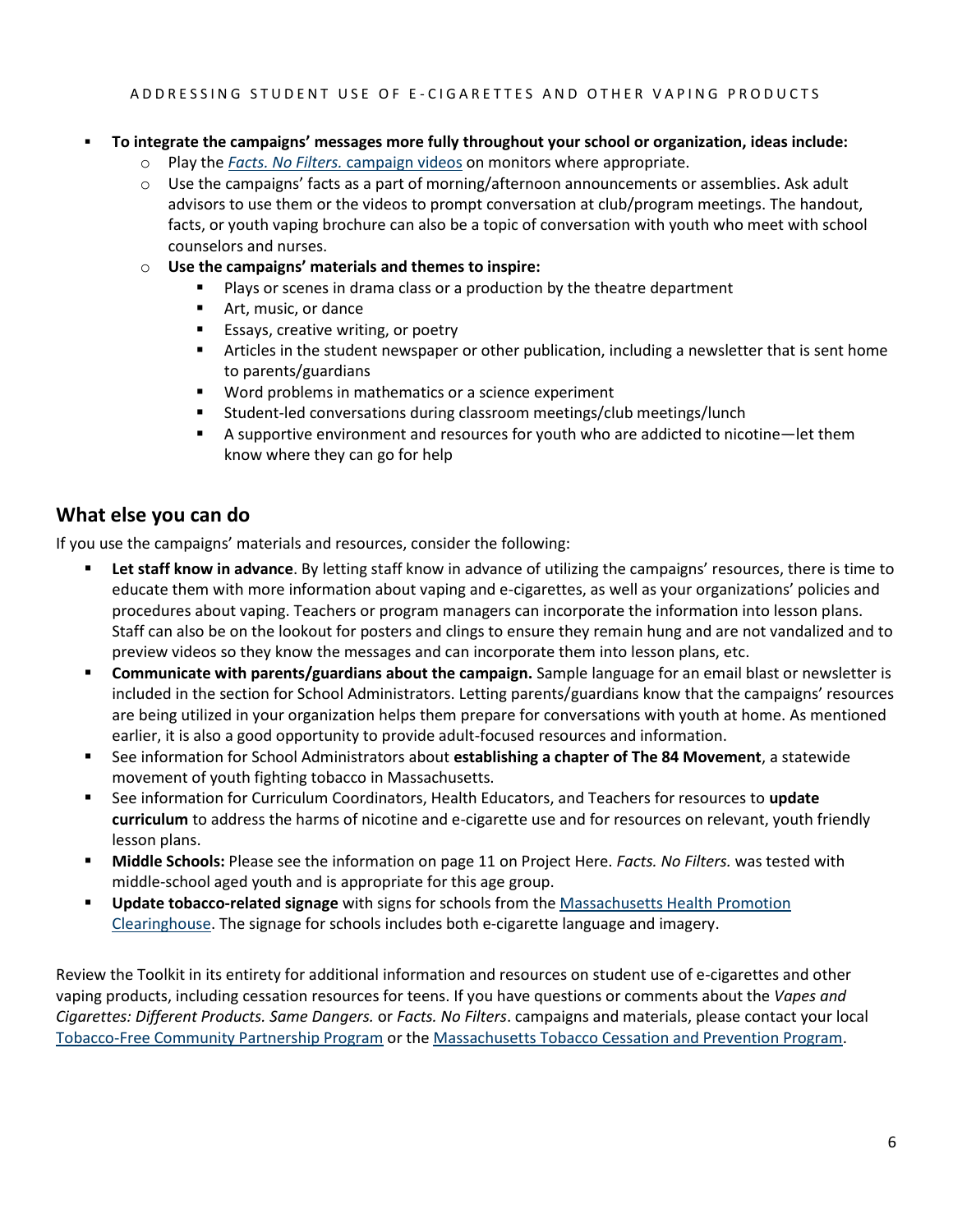- **To integrate the campaigns' messages more fully throughout your school or organization, ideas include:**
  - Play the *Facts. No Filters.* campaign videos on monitors where appropriate.
  - Use the campaigns' facts as a part of morning/afternoon announcements or assemblies. Ask adult advisors to use them or the videos to prompt conversation at club/program meetings. The handout, facts, or youth vaping brochure can also be a topic of conversation with youth who meet with school counselors and nurses.
  - **Use the campaigns' materials and themes to inspire:**
    - Plays or scenes in drama class or a production by the theatre department
    - Art, music, or dance
    - Essays, creative writing, or poetry
    - Articles in the student newspaper or other publication, including a newsletter that is sent home to parents/guardians
    - Word problems in mathematics or a science experiment
    - Student-led conversations during classroom meetings/club meetings/lunch
    - A supportive environment and resources for youth who are addicted to nicotine—let them know where they can go for help

## What else you can do

If you use the campaigns' materials and resources, consider the following:

- **Let staff know in advance**. By letting staff know in advance of utilizing the campaigns' resources, there is time to educate them with more information about vaping and e-cigarettes, as well as your organizations' policies and procedures about vaping. Teachers or program managers can incorporate the information into lesson plans. Staff can also be on the lookout for posters and clings to ensure they remain hung and are not vandalized and to preview videos so they know the messages and can incorporate them into lesson plans, etc.
- **Communicate with parents/guardians about the campaign.** Sample language for an email blast or newsletter is included in the section for School Administrators. Letting parents/guardians know that the campaigns' resources are being utilized in your organization helps them prepare for conversations with youth at home. As mentioned earlier, it is also a good opportunity to provide adult-focused resources and information.
- See information for School Administrators about **establishing a chapter of The 84 Movement**, a statewide movement of youth fighting tobacco in Massachusetts.
- See information for Curriculum Coordinators, Health Educators, and Teachers for resources to **update curriculum** to address the harms of nicotine and e-cigarette use and for resources on relevant, youth friendly lesson plans.
- **Middle Schools:** Please see the information on page 11 on Project Here. *Facts. No Filters.* was tested with middle-school aged youth and is appropriate for this age group.
- **Update tobacco-related signage** with signs for schools from the Massachusetts Health Promotion Clearinghouse. The signage for schools includes both e-cigarette language and imagery.

Review the Toolkit in its entirety for additional information and resources on student use of e-cigarettes and other vaping products, including cessation resources for teens. If you have questions or comments about the *Vapes and Cigarettes: Different Products. Same Dangers.* or *Facts. No Filters*. campaigns and materials, please contact your local Tobacco-Free Community Partnership Program or the Massachusetts Tobacco Cessation and Prevention Program.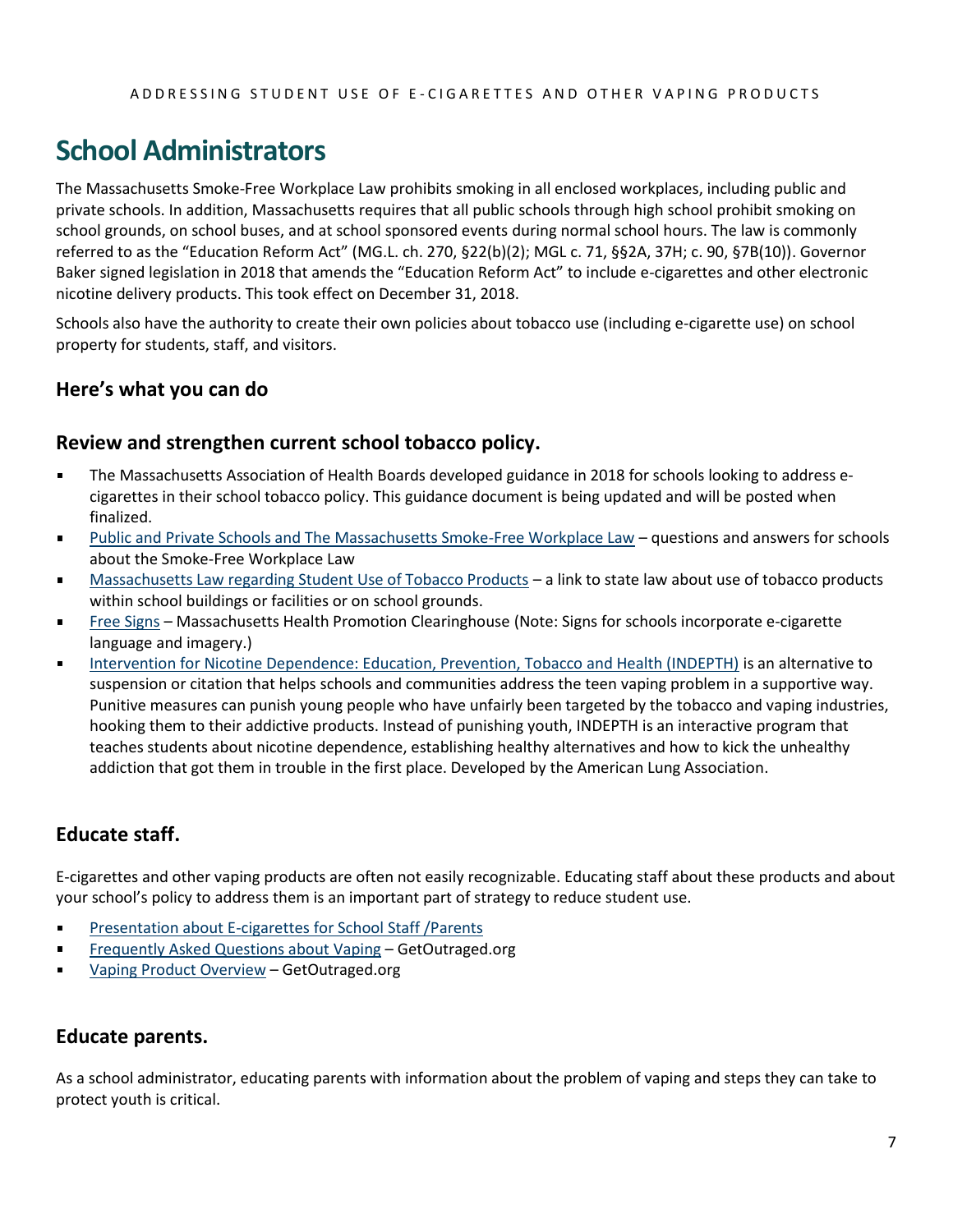# School Administrators

The Massachusetts Smoke-Free Workplace Law prohibits smoking in all enclosed workplaces, including public and private schools. In addition, Massachusetts requires that all public schools through high school prohibit smoking on school grounds, on school buses, and at school sponsored events during normal school hours. The law is commonly referred to as the "Education Reform Act" (MG.L. ch. 270, §22(b)(2); MGL c. 71, §§2A, 37H; c. 90, §7B(10)). Governor Baker signed legislation in 2018 that amends the "Education Reform Act" to include e-cigarettes and other electronic nicotine delivery products. This took effect on December 31, 2018.

Schools also have the authority to create their own policies about tobacco use (including e-cigarette use) on school property for students, staff, and visitors.

## Here's what you can do

### Review and strengthen current school tobacco policy.

- The Massachusetts Association of Health Boards developed guidance in 2018 for schools looking to address e-cigarettes in their school tobacco policy. This guidance document is being updated and will be posted when finalized.
- Public and Private Schools and The Massachusetts Smoke-Free Workplace Law – questions and answers for schools about the Smoke-Free Workplace Law
- Massachusetts Law regarding Student Use of Tobacco Products – a link to state law about use of tobacco products within school buildings or facilities or on school grounds.
- Free Signs – Massachusetts Health Promotion Clearinghouse (Note: Signs for schools incorporate e-cigarette language and imagery.)
- Intervention for Nicotine Dependence: Education, Prevention, Tobacco and Health (INDEPTH) is an alternative to suspension or citation that helps schools and communities address the teen vaping problem in a supportive way. Punitive measures can punish young people who have unfairly been targeted by the tobacco and vaping industries, hooking them to their addictive products. Instead of punishing youth, INDEPTH is an interactive program that teaches students about nicotine dependence, establishing healthy alternatives and how to kick the unhealthy addiction that got them in trouble in the first place. Developed by the American Lung Association.

### Educate staff.

E-cigarettes and other vaping products are often not easily recognizable. Educating staff about these products and about your school's policy to address them is an important part of strategy to reduce student use.

- Presentation about E-cigarettes for School Staff /Parents
- Frequently Asked Questions about Vaping – GetOutraged.org
- Vaping Product Overview – GetOutraged.org

### Educate parents.

As a school administrator, educating parents with information about the problem of vaping and steps they can take to protect youth is critical.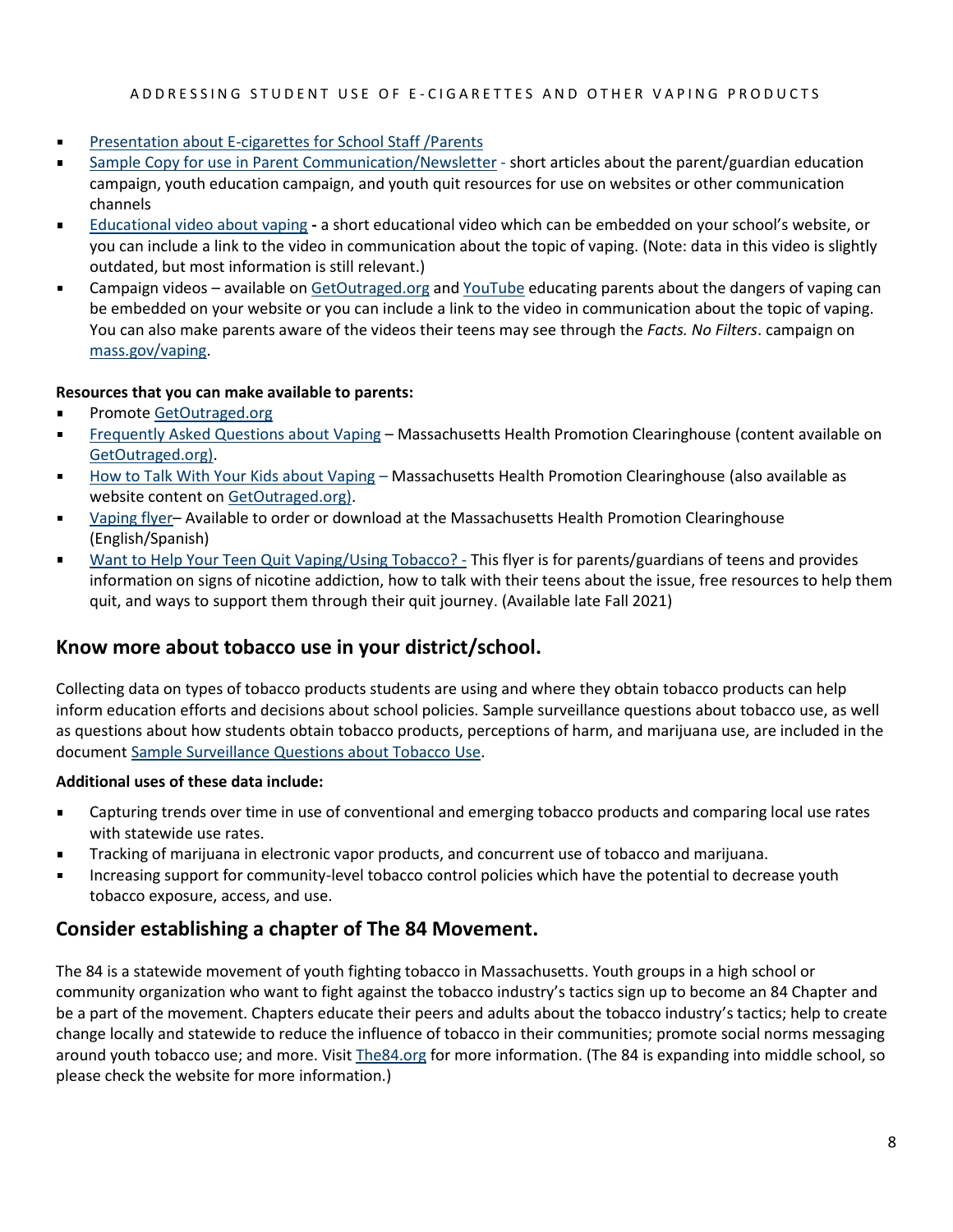- Presentation about E-cigarettes for School Staff /Parents
- Sample Copy for use in Parent Communication/Newsletter - short articles about the parent/guardian education campaign, youth education campaign, and youth quit resources for use on websites or other communication channels
- Educational video about vaping **-** a short educational video which can be embedded on your school's website, or you can include a link to the video in communication about the topic of vaping. (Note: data in this video is slightly outdated, but most information is still relevant.)
- Campaign videos – available on GetOutraged.org and YouTube educating parents about the dangers of vaping can be embedded on your website or you can include a link to the video in communication about the topic of vaping. You can also make parents aware of the videos their teens may see through the *Facts. No Filters*. campaign on mass.gov/vaping.

**Resources that you can make available to parents:**

- Promote GetOutraged.org
- Frequently Asked Questions about Vaping – Massachusetts Health Promotion Clearinghouse (content available on GetOutraged.org).
- How to Talk With Your Kids about Vaping – Massachusetts Health Promotion Clearinghouse (also available as website content on GetOutraged.org).
- Vaping flyer– Available to order or download at the Massachusetts Health Promotion Clearinghouse (English/Spanish)
- Want to Help Your Teen Quit Vaping/Using Tobacco? - This flyer is for parents/guardians of teens and provides information on signs of nicotine addiction, how to talk with their teens about the issue, free resources to help them quit, and ways to support them through their quit journey. (Available late Fall 2021)

## Know more about tobacco use in your district/school.

Collecting data on types of tobacco products students are using and where they obtain tobacco products can help inform education efforts and decisions about school policies. Sample surveillance questions about tobacco use, as well as questions about how students obtain tobacco products, perceptions of harm, and marijuana use, are included in the document Sample Surveillance Questions about Tobacco Use.

**Additional uses of these data include:**

- Capturing trends over time in use of conventional and emerging tobacco products and comparing local use rates with statewide use rates.
- Tracking of marijuana in electronic vapor products, and concurrent use of tobacco and marijuana.
- Increasing support for community-level tobacco control policies which have the potential to decrease youth tobacco exposure, access, and use.

## Consider establishing a chapter of The 84 Movement.

The 84 is a statewide movement of youth fighting tobacco in Massachusetts. Youth groups in a high school or community organization who want to fight against the tobacco industry's tactics sign up to become an 84 Chapter and be a part of the movement. Chapters educate their peers and adults about the tobacco industry's tactics; help to create change locally and statewide to reduce the influence of tobacco in their communities; promote social norms messaging around youth tobacco use; and more. Visit The84.org for more information. (The 84 is expanding into middle school, so please check the website for more information.)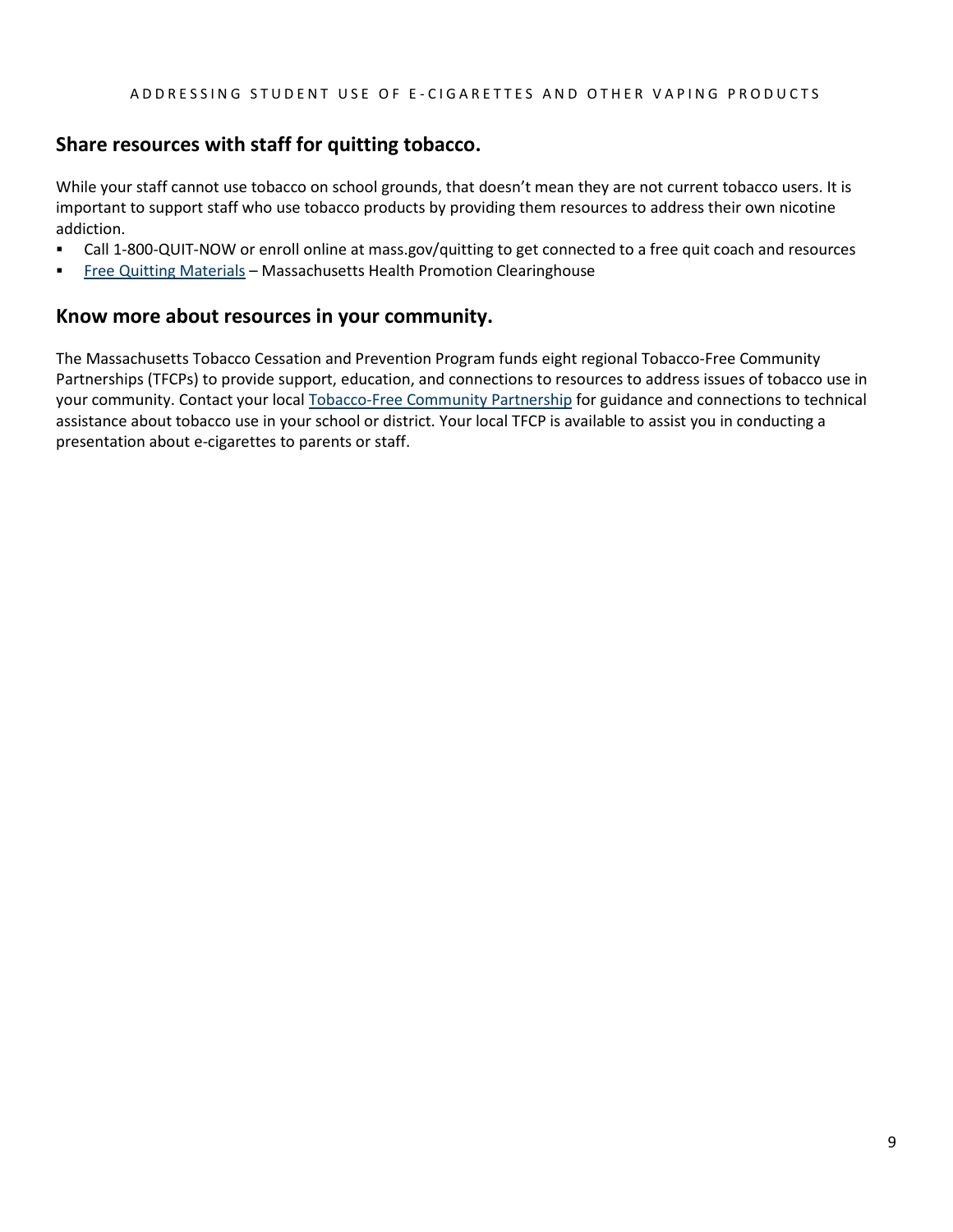## Share resources with staff for quitting tobacco.

While your staff cannot use tobacco on school grounds, that doesn't mean they are not current tobacco users. It is important to support staff who use tobacco products by providing them resources to address their own nicotine addiction.

- Call 1-800-QUIT-NOW or enroll online at mass.gov/quitting to get connected to a free quit coach and resources
- Free Quitting Materials – Massachusetts Health Promotion Clearinghouse

## Know more about resources in your community.

The Massachusetts Tobacco Cessation and Prevention Program funds eight regional Tobacco-Free Community Partnerships (TFCPs) to provide support, education, and connections to resources to address issues of tobacco use in your community. Contact your local Tobacco-Free Community Partnership for guidance and connections to technical assistance about tobacco use in your school or district. Your local TFCP is available to assist you in conducting a presentation about e-cigarettes to parents or staff.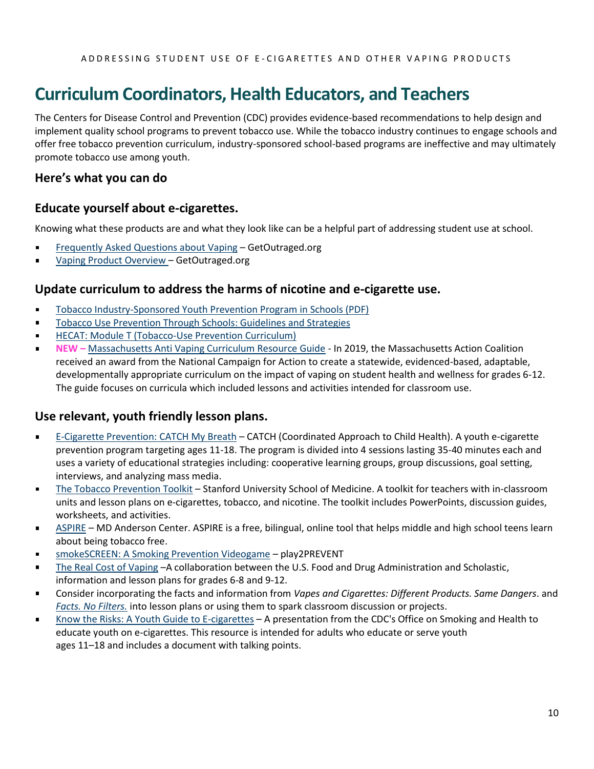# Curriculum Coordinators, Health Educators, and Teachers

The Centers for Disease Control and Prevention (CDC) provides evidence-based recommendations to help design and implement quality school programs to prevent tobacco use. While the tobacco industry continues to engage schools and offer free tobacco prevention curriculum, industry-sponsored school-based programs are ineffective and may ultimately promote tobacco use among youth.

## Here's what you can do

### Educate yourself about e-cigarettes.

Knowing what these products are and what they look like can be a helpful part of addressing student use at school.

- Frequently Asked Questions about Vaping – GetOutraged.org
- Vaping Product Overview – GetOutraged.org

### Update curriculum to address the harms of nicotine and e-cigarette use.

- Tobacco Industry-Sponsored Youth Prevention Program in Schools (PDF)
- Tobacco Use Prevention Through Schools: Guidelines and Strategies
- HECAT: Module T (Tobacco-Use Prevention Curriculum)
- **NEW –** Massachusetts Anti Vaping Curriculum Resource Guide - In 2019, the Massachusetts Action Coalition received an award from the National Campaign for Action to create a statewide, evidenced-based, adaptable, developmentally appropriate curriculum on the impact of vaping on student health and wellness for grades 6-12. The guide focuses on curricula which included lessons and activities intended for classroom use.

### Use relevant, youth friendly lesson plans.

- E-Cigarette Prevention: CATCH My Breath – CATCH (Coordinated Approach to Child Health). A youth e-cigarette prevention program targeting ages 11-18. The program is divided into 4 sessions lasting 35-40 minutes each and uses a variety of educational strategies including: cooperative learning groups, group discussions, goal setting, interviews, and analyzing mass media.
- The Tobacco Prevention Toolkit – Stanford University School of Medicine. A toolkit for teachers with in-classroom units and lesson plans on e-cigarettes, tobacco, and nicotine. The toolkit includes PowerPoints, discussion guides, worksheets, and activities.
- ASPIRE – MD Anderson Center. ASPIRE is a free, bilingual, online tool that helps middle and high school teens learn about being tobacco free.
- smokeSCREEN: A Smoking Prevention Videogame – play2PREVENT
- The Real Cost of Vaping –A collaboration between the U.S. Food and Drug Administration and Scholastic, information and lesson plans for grades 6-8 and 9-12.
- Consider incorporating the facts and information from *Vapes and Cigarettes: Different Products. Same Dangers*. and *Facts. No Filters.* into lesson plans or using them to spark classroom discussion or projects.
- Know the Risks: A Youth Guide to E-cigarettes – A presentation from the CDC's Office on Smoking and Health to educate youth on e-cigarettes. This resource is intended for adults who educate or serve youth ages 11–18 and includes a document with talking points.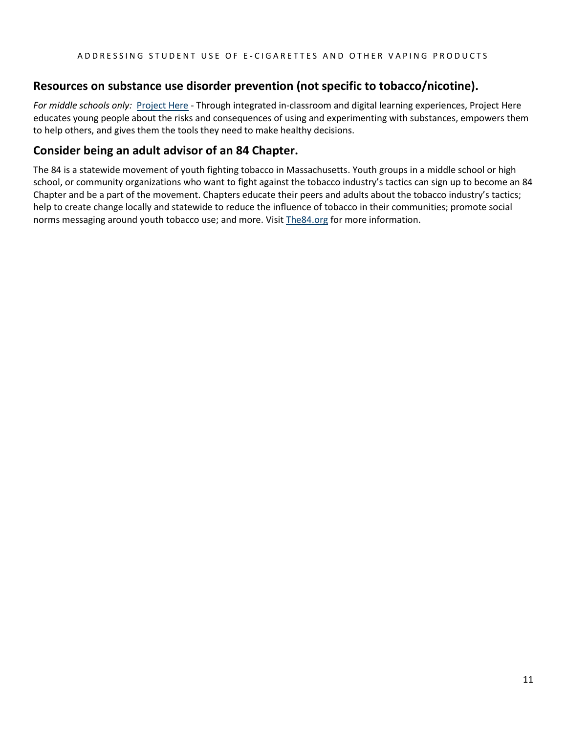## Resources on substance use disorder prevention (not specific to tobacco/nicotine).

*For middle schools only:* Project Here - Through integrated in-classroom and digital learning experiences, Project Here educates young people about the risks and consequences of using and experimenting with substances, empowers them to help others, and gives them the tools they need to make healthy decisions.

## Consider being an adult advisor of an 84 Chapter.

The 84 is a statewide movement of youth fighting tobacco in Massachusetts. Youth groups in a middle school or high school, or community organizations who want to fight against the tobacco industry's tactics can sign up to become an 84 Chapter and be a part of the movement. Chapters educate their peers and adults about the tobacco industry's tactics; help to create change locally and statewide to reduce the influence of tobacco in their communities; promote social norms messaging around youth tobacco use; and more. Visit The84.org for more information.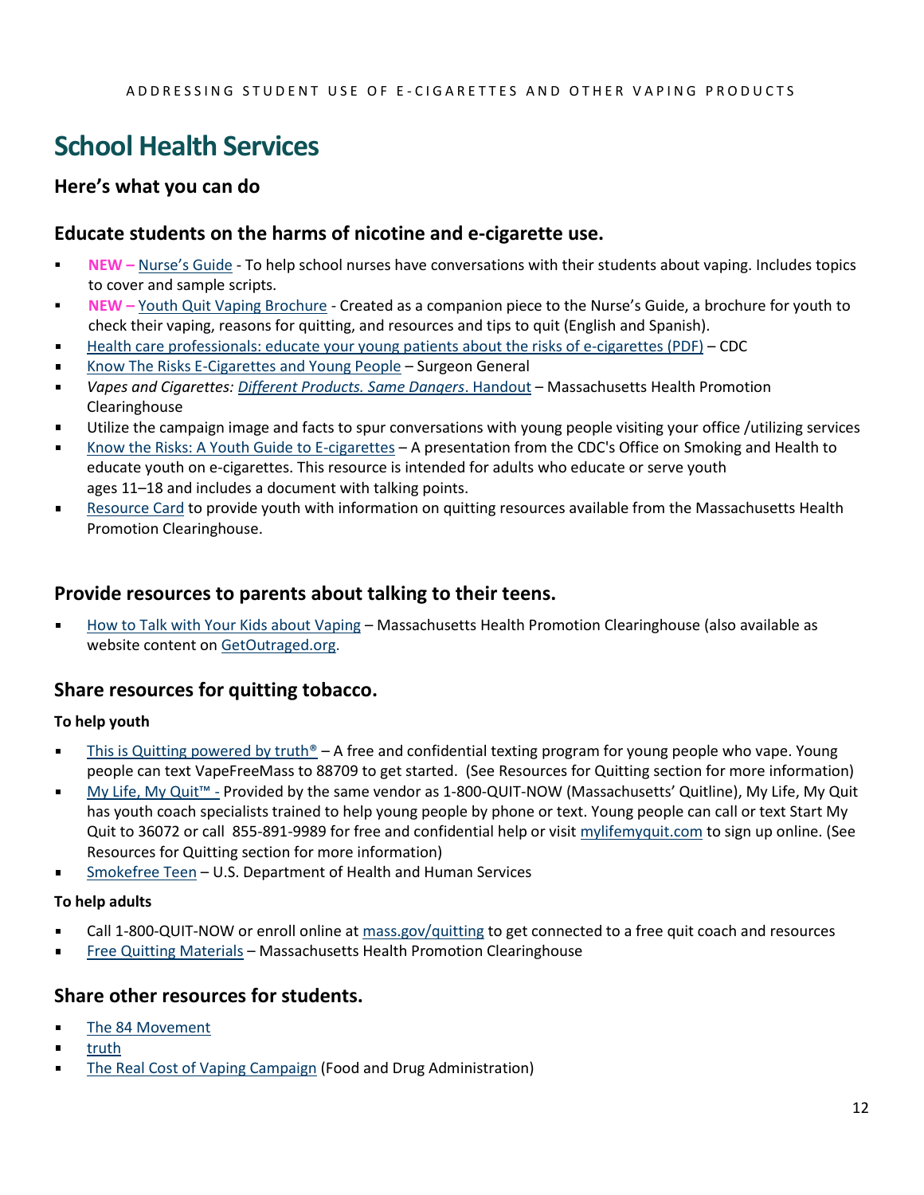# School Health Services

## Here's what you can do

### Educate students on the harms of nicotine and e-cigarette use.

- **NEW –** Nurse's Guide - To help school nurses have conversations with their students about vaping. Includes topics to cover and sample scripts.
- **NEW –** Youth Quit Vaping Brochure - Created as a companion piece to the Nurse's Guide, a brochure for youth to check their vaping, reasons for quitting, and resources and tips to quit (English and Spanish).
- Health care professionals: educate your young patients about the risks of e-cigarettes (PDF) – CDC
- Know The Risks E-Cigarettes and Young People – Surgeon General
- *Vapes and Cigarettes: Different Products. Same Dangers*. Handout – Massachusetts Health Promotion Clearinghouse
- Utilize the campaign image and facts to spur conversations with young people visiting your office /utilizing services
- Know the Risks: A Youth Guide to E-cigarettes – A presentation from the CDC's Office on Smoking and Health to educate youth on e-cigarettes. This resource is intended for adults who educate or serve youth ages 11–18 and includes a document with talking points.
- Resource Card to provide youth with information on quitting resources available from the Massachusetts Health Promotion Clearinghouse.

### Provide resources to parents about talking to their teens.

- How to Talk with Your Kids about Vaping – Massachusetts Health Promotion Clearinghouse (also available as website content on GetOutraged.org.

### Share resources for quitting tobacco.

#### To help youth

- This is Quitting powered by truth® – A free and confidential texting program for young people who vape. Young people can text VapeFreeMass to 88709 to get started. (See Resources for Quitting section for more information)
- My Life, My Quit™ - Provided by the same vendor as 1-800-QUIT-NOW (Massachusetts' Quitline), My Life, My Quit has youth coach specialists trained to help young people by phone or text. Young people can call or text Start My Quit to 36072 or call 855-891-9989 for free and confidential help or visit mylifemyquit.com to sign up online. (See Resources for Quitting section for more information)
- Smokefree Teen – U.S. Department of Health and Human Services

#### To help adults

- Call 1-800-QUIT-NOW or enroll online at mass.gov/quitting to get connected to a free quit coach and resources
- Free Quitting Materials – Massachusetts Health Promotion Clearinghouse

### Share other resources for students.

- The 84 Movement
- truth
- The Real Cost of Vaping Campaign (Food and Drug Administration)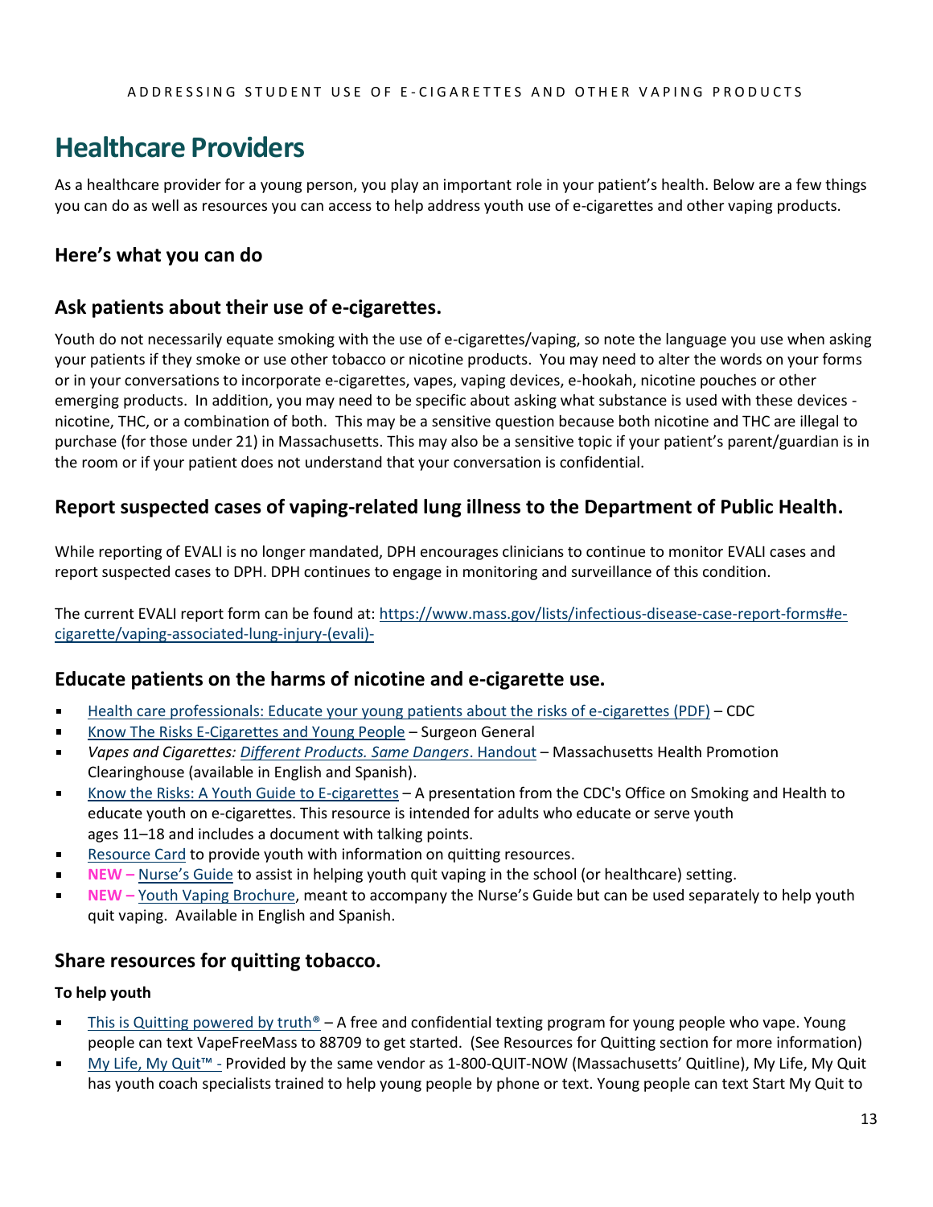# Healthcare Providers

As a healthcare provider for a young person, you play an important role in your patient's health. Below are a few things you can do as well as resources you can access to help address youth use of e-cigarettes and other vaping products.

## Here's what you can do

### Ask patients about their use of e-cigarettes.

Youth do not necessarily equate smoking with the use of e-cigarettes/vaping, so note the language you use when asking your patients if they smoke or use other tobacco or nicotine products. You may need to alter the words on your forms or in your conversations to incorporate e-cigarettes, vapes, vaping devices, e-hookah, nicotine pouches or other emerging products. In addition, you may need to be specific about asking what substance is used with these devices - nicotine, THC, or a combination of both. This may be a sensitive question because both nicotine and THC are illegal to purchase (for those under 21) in Massachusetts. This may also be a sensitive topic if your patient's parent/guardian is in the room or if your patient does not understand that your conversation is confidential.

### Report suspected cases of vaping-related lung illness to the Department of Public Health.

While reporting of EVALI is no longer mandated, DPH encourages clinicians to continue to monitor EVALI cases and report suspected cases to DPH. DPH continues to engage in monitoring and surveillance of this condition.

The current EVALI report form can be found at: https://www.mass.gov/lists/infectious-disease-case-report-forms#e-cigarette/vaping-associated-lung-injury-(evali)-

### Educate patients on the harms of nicotine and e-cigarette use.

- Health care professionals: Educate your young patients about the risks of e-cigarettes (PDF) – CDC
- Know The Risks E-Cigarettes and Young People – Surgeon General
- *Vapes and Cigarettes: Different Products. Same Dangers*. Handout – Massachusetts Health Promotion Clearinghouse (available in English and Spanish).
- Know the Risks: A Youth Guide to E-cigarettes – A presentation from the CDC's Office on Smoking and Health to educate youth on e-cigarettes. This resource is intended for adults who educate or serve youth ages 11–18 and includes a document with talking points.
- Resource Card to provide youth with information on quitting resources.
- **NEW –** Nurse's Guide to assist in helping youth quit vaping in the school (or healthcare) setting.
- **NEW –** Youth Vaping Brochure, meant to accompany the Nurse's Guide but can be used separately to help youth quit vaping. Available in English and Spanish.

### Share resources for quitting tobacco.

#### To help youth

- This is Quitting powered by truth® – A free and confidential texting program for young people who vape. Young people can text VapeFreeMass to 88709 to get started. (See Resources for Quitting section for more information)
- My Life, My Quit™ - Provided by the same vendor as 1-800-QUIT-NOW (Massachusetts' Quitline), My Life, My Quit has youth coach specialists trained to help young people by phone or text. Young people can text Start My Quit to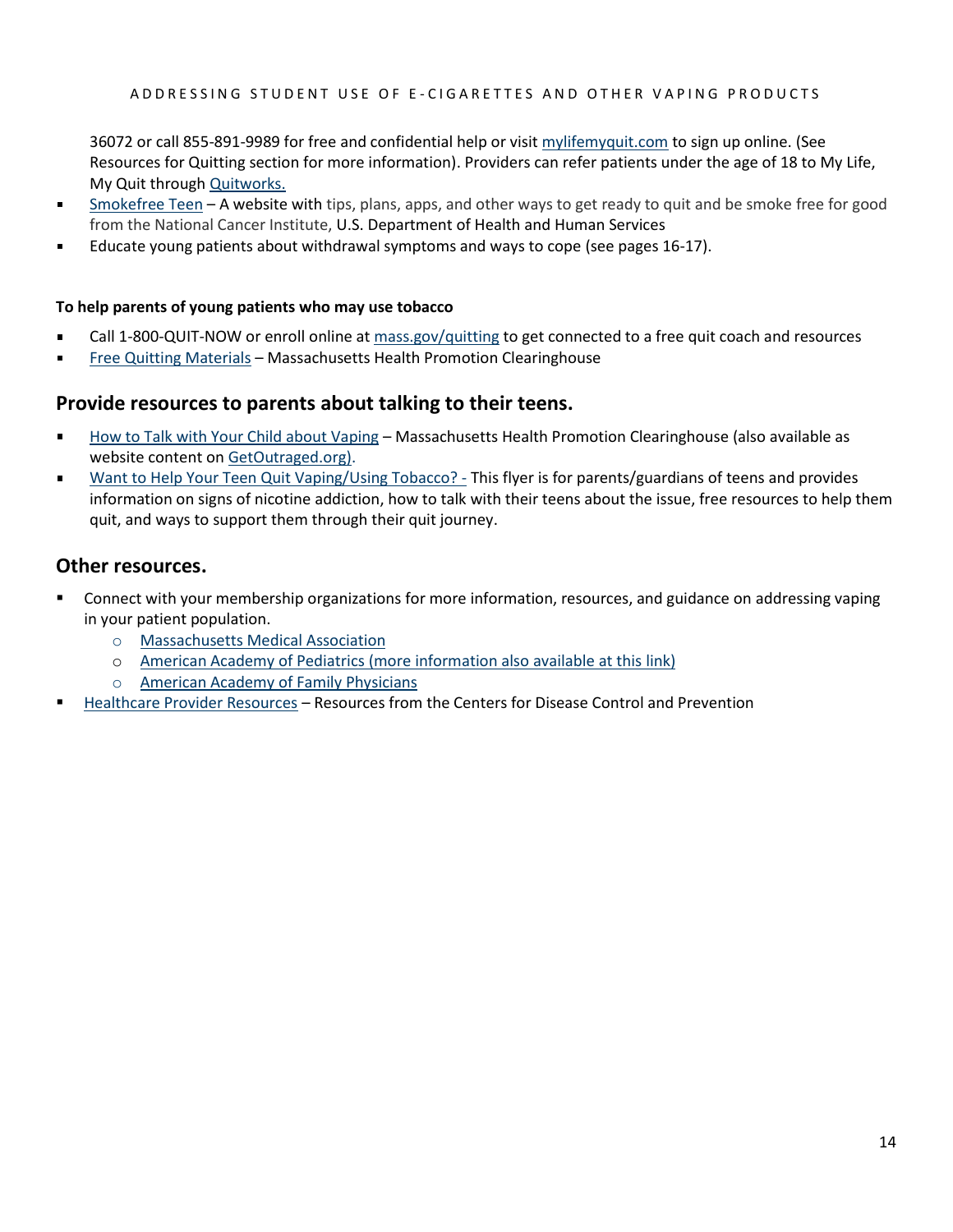36072 or call 855-891-9989 for free and confidential help or visit mylifemyquit.com to sign up online. (See Resources for Quitting section for more information). Providers can refer patients under the age of 18 to My Life, My Quit through Quitworks.

- Smokefree Teen – A website with tips, plans, apps, and other ways to get ready to quit and be smoke free for good from the National Cancer Institute, U.S. Department of Health and Human Services
- Educate young patients about withdrawal symptoms and ways to cope (see pages 16-17).

**To help parents of young patients who may use tobacco**

- Call 1-800-QUIT-NOW or enroll online at mass.gov/quitting to get connected to a free quit coach and resources
- Free Quitting Materials – Massachusetts Health Promotion Clearinghouse

## Provide resources to parents about talking to their teens.

- How to Talk with Your Child about Vaping – Massachusetts Health Promotion Clearinghouse (also available as website content on GetOutraged.org).
- Want to Help Your Teen Quit Vaping/Using Tobacco? - This flyer is for parents/guardians of teens and provides information on signs of nicotine addiction, how to talk with their teens about the issue, free resources to help them quit, and ways to support them through their quit journey.

## Other resources.

- Connect with your membership organizations for more information, resources, and guidance on addressing vaping in your patient population.
  - Massachusetts Medical Association
  - American Academy of Pediatrics (more information also available at this link)
  - American Academy of Family Physicians
- Healthcare Provider Resources – Resources from the Centers for Disease Control and Prevention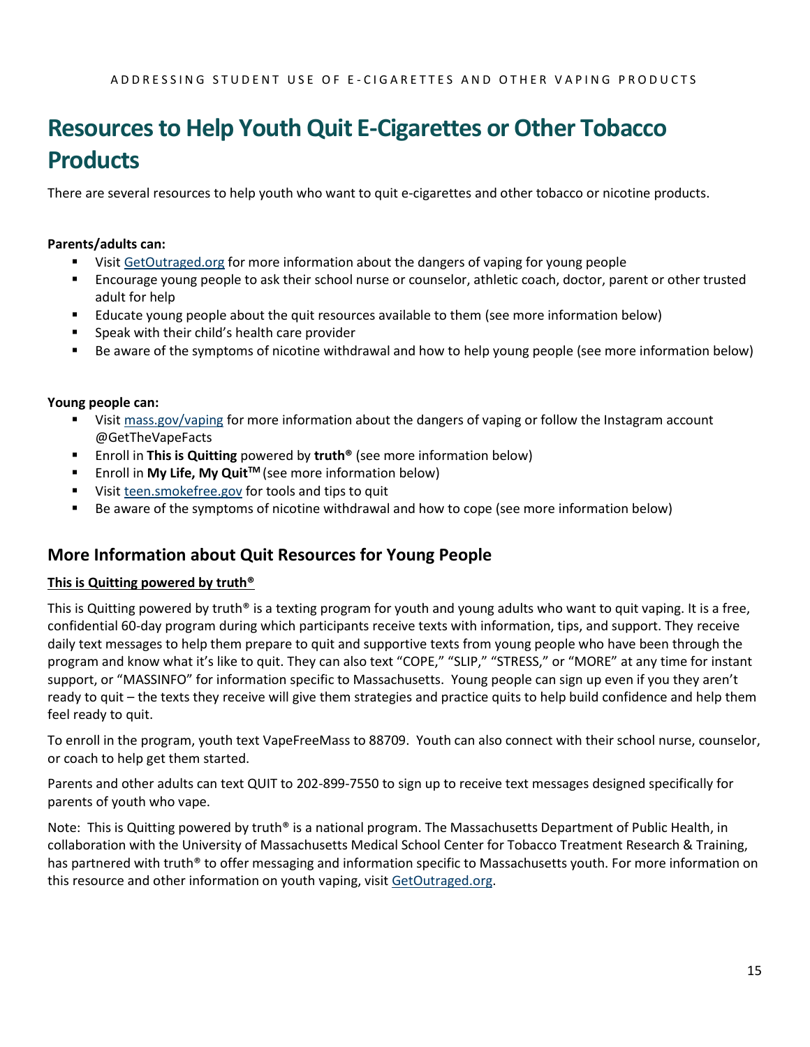# Resources to Help Youth Quit E-Cigarettes or Other Tobacco Products

There are several resources to help youth who want to quit e-cigarettes and other tobacco or nicotine products.

**Parents/adults can:**

- Visit GetOutraged.org for more information about the dangers of vaping for young people
- Encourage young people to ask their school nurse or counselor, athletic coach, doctor, parent or other trusted adult for help
- Educate young people about the quit resources available to them (see more information below)
- Speak with their child's health care provider
- Be aware of the symptoms of nicotine withdrawal and how to help young people (see more information below)

**Young people can:**

- Visit mass.gov/vaping for more information about the dangers of vaping or follow the Instagram account @GetTheVapeFacts
- Enroll in **This is Quitting** powered by **truth®** (see more information below)
- Enroll in **My Life, My Quit™** (see more information below)
- Visit teen.smokefree.gov for tools and tips to quit
- Be aware of the symptoms of nicotine withdrawal and how to cope (see more information below)

## More Information about Quit Resources for Young People

**This is Quitting powered by truth®**

This is Quitting powered by truth® is a texting program for youth and young adults who want to quit vaping. It is a free, confidential 60-day program during which participants receive texts with information, tips, and support. They receive daily text messages to help them prepare to quit and supportive texts from young people who have been through the program and know what it's like to quit. They can also text "COPE," "SLIP," "STRESS," or "MORE" at any time for instant support, or "MASSINFO" for information specific to Massachusetts. Young people can sign up even if you they aren't ready to quit – the texts they receive will give them strategies and practice quits to help build confidence and help them feel ready to quit.

To enroll in the program, youth text VapeFreeMass to 88709. Youth can also connect with their school nurse, counselor, or coach to help get them started.

Parents and other adults can text QUIT to 202-899-7550 to sign up to receive text messages designed specifically for parents of youth who vape.

Note: This is Quitting powered by truth® is a national program. The Massachusetts Department of Public Health, in collaboration with the University of Massachusetts Medical School Center for Tobacco Treatment Research & Training, has partnered with truth® to offer messaging and information specific to Massachusetts youth. For more information on this resource and other information on youth vaping, visit GetOutraged.org.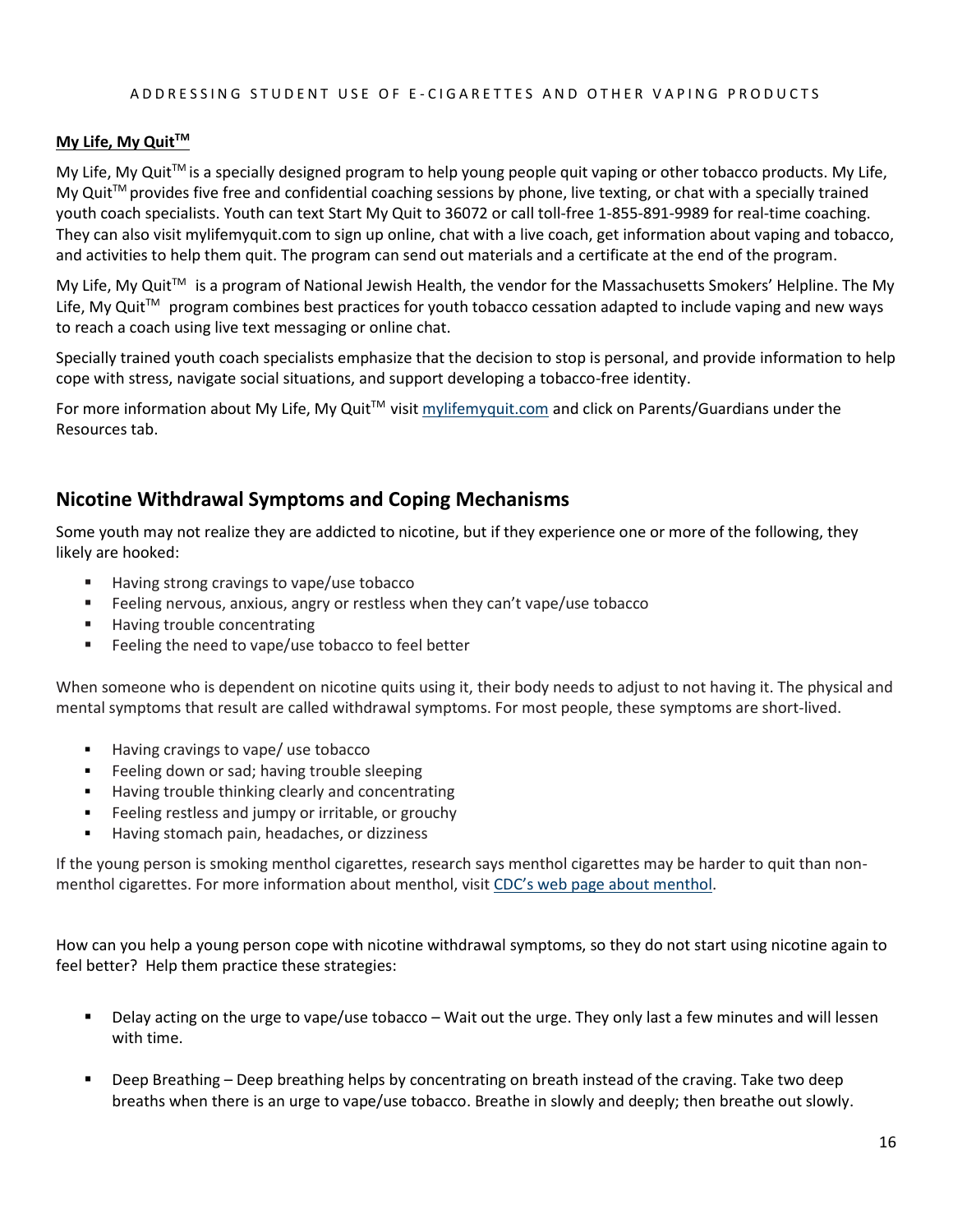**My Life, My Quit™**

My Life, My Quit™ is a specially designed program to help young people quit vaping or other tobacco products. My Life, My Quit™ provides five free and confidential coaching sessions by phone, live texting, or chat with a specially trained youth coach specialists. Youth can text Start My Quit to 36072 or call toll-free 1-855-891-9989 for real-time coaching. They can also visit mylifemyquit.com to sign up online, chat with a live coach, get information about vaping and tobacco, and activities to help them quit. The program can send out materials and a certificate at the end of the program.

My Life, My Quit™ is a program of National Jewish Health, the vendor for the Massachusetts Smokers' Helpline. The My Life, My Quit™ program combines best practices for youth tobacco cessation adapted to include vaping and new ways to reach a coach using live text messaging or online chat.

Specially trained youth coach specialists emphasize that the decision to stop is personal, and provide information to help cope with stress, navigate social situations, and support developing a tobacco-free identity.

For more information about My Life, My Quit™ visit [mylifemyquit.com](mylifemyquit.com) and click on Parents/Guardians under the Resources tab.

## Nicotine Withdrawal Symptoms and Coping Mechanisms

Some youth may not realize they are addicted to nicotine, but if they experience one or more of the following, they likely are hooked:

- Having strong cravings to vape/use tobacco
- Feeling nervous, anxious, angry or restless when they can't vape/use tobacco
- Having trouble concentrating
- Feeling the need to vape/use tobacco to feel better

When someone who is dependent on nicotine quits using it, their body needs to adjust to not having it. The physical and mental symptoms that result are called withdrawal symptoms. For most people, these symptoms are short-lived.

- Having cravings to vape/ use tobacco
- Feeling down or sad; having trouble sleeping
- Having trouble thinking clearly and concentrating
- Feeling restless and jumpy or irritable, or grouchy
- Having stomach pain, headaches, or dizziness

If the young person is smoking menthol cigarettes, research says menthol cigarettes may be harder to quit than non-menthol cigarettes. For more information about menthol, visit CDC's web page about menthol.

How can you help a young person cope with nicotine withdrawal symptoms, so they do not start using nicotine again to feel better? Help them practice these strategies:

- Delay acting on the urge to vape/use tobacco – Wait out the urge. They only last a few minutes and will lessen with time.
- Deep Breathing – Deep breathing helps by concentrating on breath instead of the craving. Take two deep breaths when there is an urge to vape/use tobacco. Breathe in slowly and deeply; then breathe out slowly.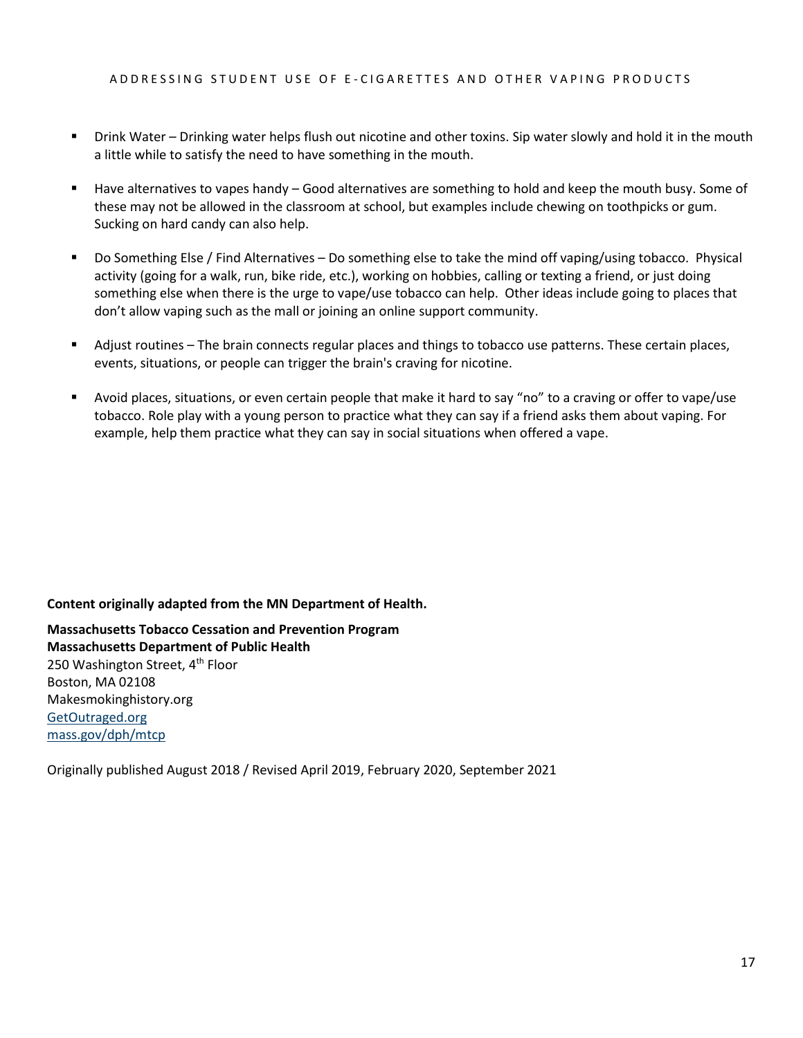- Drink Water – Drinking water helps flush out nicotine and other toxins. Sip water slowly and hold it in the mouth a little while to satisfy the need to have something in the mouth.

- Have alternatives to vapes handy – Good alternatives are something to hold and keep the mouth busy. Some of these may not be allowed in the classroom at school, but examples include chewing on toothpicks or gum. Sucking on hard candy can also help.

- Do Something Else / Find Alternatives – Do something else to take the mind off vaping/using tobacco. Physical activity (going for a walk, run, bike ride, etc.), working on hobbies, calling or texting a friend, or just doing something else when there is the urge to vape/use tobacco can help. Other ideas include going to places that don't allow vaping such as the mall or joining an online support community.

- Adjust routines – The brain connects regular places and things to tobacco use patterns. These certain places, events, situations, or people can trigger the brain's craving for nicotine.

- Avoid places, situations, or even certain people that make it hard to say "no" to a craving or offer to vape/use tobacco. Role play with a young person to practice what they can say if a friend asks them about vaping. For example, help them practice what they can say in social situations when offered a vape.

**Content originally adapted from the MN Department of Health.**

**Massachusetts Tobacco Cessation and Prevention Program**
**Massachusetts Department of Public Health**
250 Washington Street, 4th Floor
Boston, MA 02108
Makesmokinghistory.org
GetOutraged.org
mass.gov/dph/mtcp

Originally published August 2018 / Revised April 2019, February 2020, September 2021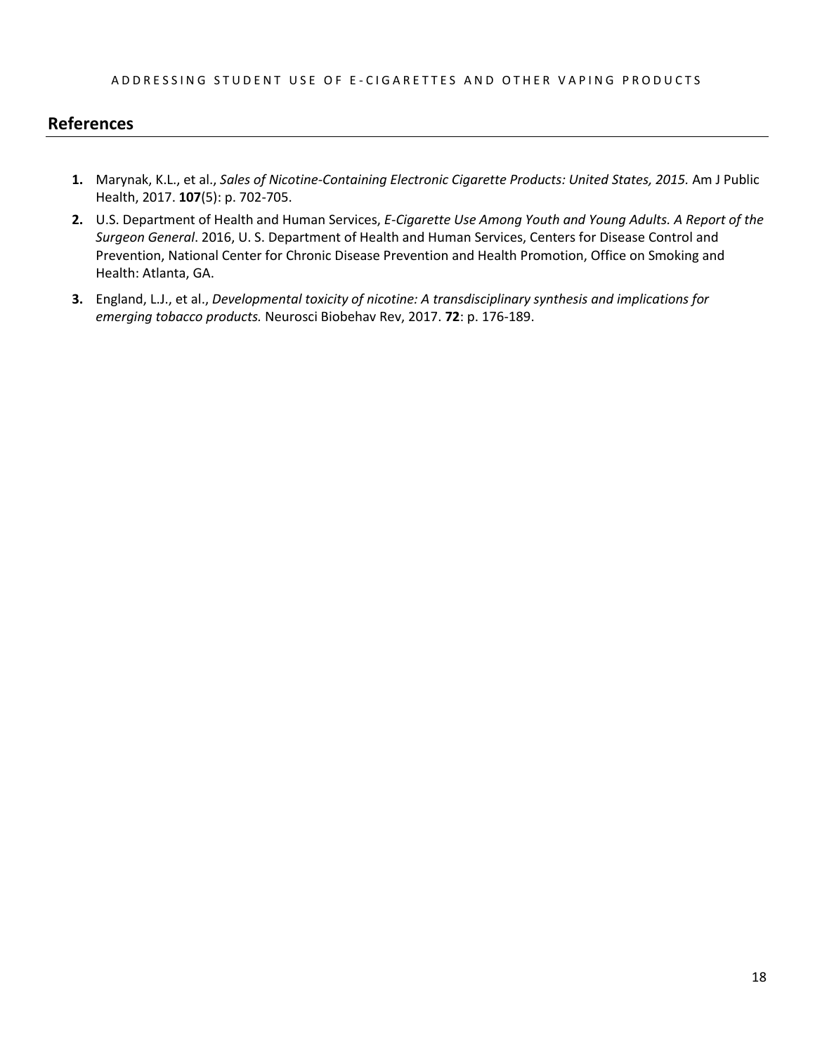## References

1. Marynak, K.L., et al., *Sales of Nicotine-Containing Electronic Cigarette Products: United States, 2015.* Am J Public Health, 2017. **107**(5): p. 702-705.
2. U.S. Department of Health and Human Services, *E-Cigarette Use Among Youth and Young Adults. A Report of the Surgeon General*. 2016, U. S. Department of Health and Human Services, Centers for Disease Control and Prevention, National Center for Chronic Disease Prevention and Health Promotion, Office on Smoking and Health: Atlanta, GA.
3. England, L.J., et al., *Developmental toxicity of nicotine: A transdisciplinary synthesis and implications for emerging tobacco products.* Neurosci Biobehav Rev, 2017. **72**: p. 176-189.